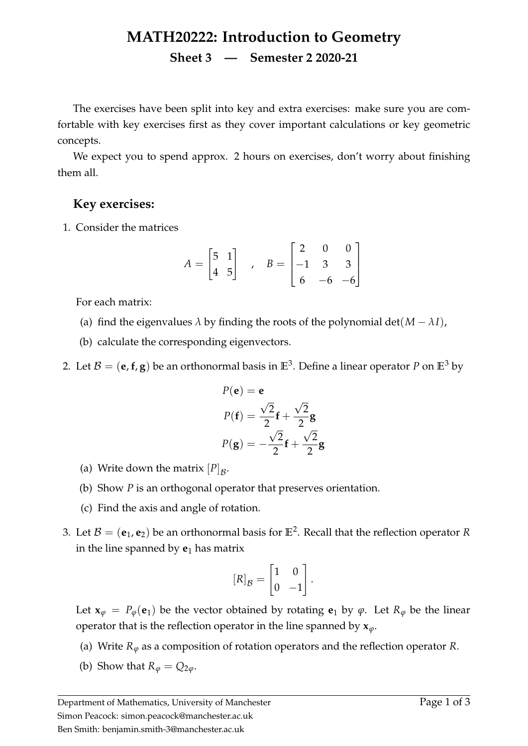# MATH20222: Introduction to Geometry

## Sheet 3 — Semester 2 2020-21

The exercises have been split into key and extra exercises: make sure you are comfortable with key exercises first as they cover important calculations or key geometric concepts.

We expect you to spend approx. 2 hours on exercises, don't worry about finishing them all.

### Key exercises:

1. Consider the matrices

$$A = \begin{bmatrix} 5 & 1 \\ 4 & 5 \end{bmatrix} \quad , \quad B = \begin{bmatrix} 2 & 0 & 0 \\ -1 & 3 & 3 \\ 6 & -6 & -6 \end{bmatrix}$$

   For each matrix:

   (a) find the eigenvalues $\lambda$ by finding the roots of the polynomial $\det(M - \lambda I)$,

   (b) calculate the corresponding eigenvectors.

2. Let $\mathcal{B} = (\mathbf{e}, \mathbf{f}, \mathbf{g})$ be an orthonormal basis in $\mathbb{E}^3$. Define a linear operator $P$ on $\mathbb{E}^3$ by

$$P(\mathbf{e}) = \mathbf{e}$$
$$P(\mathbf{f}) = \frac{\sqrt{2}}{2}\mathbf{f} + \frac{\sqrt{2}}{2}\mathbf{g}$$
$$P(\mathbf{g}) = -\frac{\sqrt{2}}{2}\mathbf{f} + \frac{\sqrt{2}}{2}\mathbf{g}$$

   (a) Write down the matrix $[P]_{\mathcal{B}}$.

   (b) Show $P$ is an orthogonal operator that preserves orientation.

   (c) Find the axis and angle of rotation.

3. Let $\mathcal{B} = (\mathbf{e}_1, \mathbf{e}_2)$ be an orthonormal basis for $\mathbb{E}^2$. Recall that the reflection operator $R$ in the line spanned by $\mathbf{e}_1$ has matrix

$$[R]_{\mathcal{B}} = \begin{bmatrix} 1 & 0 \\ 0 & -1 \end{bmatrix}.$$

   Let $\mathbf{x}_\varphi = P_\varphi(\mathbf{e}_1)$ be the vector obtained by rotating $\mathbf{e}_1$ by $\varphi$. Let $R_\varphi$ be the linear operator that is the reflection operator in the line spanned by $\mathbf{x}_\varphi$.

   (a) Write $R_\varphi$ as a composition of rotation operators and the reflection operator $R$.

   (b) Show that $R_\varphi = Q_{2\varphi}$.

Department of Mathematics, University of Manchester
Simon Peacock: simon.peacock@manchester.ac.uk
Ben Smith: benjamin.smith-3@manchester.ac.uk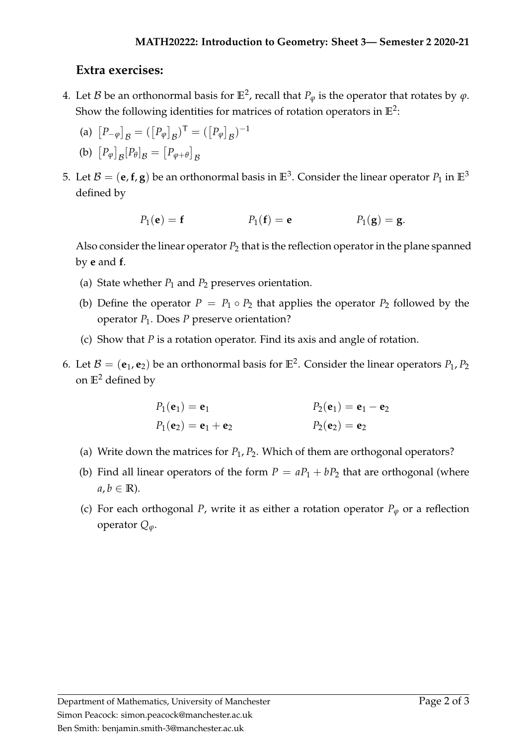## Extra exercises:

4. Let $\mathcal{B}$ be an orthonormal basis for $\mathbb{E}^2$, recall that $P_\varphi$ is the operator that rotates by $\varphi$. Show the following identities for matrices of rotation operators in $\mathbb{E}^2$:

   (a) $\left[P_{-\varphi}\right]_{\mathcal{B}} = (\left[P_\varphi\right]_{\mathcal{B}})^{\mathsf{T}} = (\left[P_\varphi\right]_{\mathcal{B}})^{-1}$

   (b) $\left[P_\varphi\right]_{\mathcal{B}}[P_\theta]_{\mathcal{B}} = \left[P_{\varphi+\theta}\right]_{\mathcal{B}}$

5. Let $\mathcal{B} = (\mathbf{e}, \mathbf{f}, \mathbf{g})$ be an orthonormal basis in $\mathbb{E}^3$. Consider the linear operator $P_1$ in $\mathbb{E}^3$ defined by

$$P_1(\mathbf{e}) = \mathbf{f} \qquad\qquad P_1(\mathbf{f}) = \mathbf{e} \qquad\qquad P_1(\mathbf{g}) = \mathbf{g}.$$

   Also consider the linear operator $P_2$ that is the reflection operator in the plane spanned by $\mathbf{e}$ and $\mathbf{f}$.

   (a) State whether $P_1$ and $P_2$ preserves orientation.

   (b) Define the operator $P = P_1 \circ P_2$ that applies the operator $P_2$ followed by the operator $P_1$. Does $P$ preserve orientation?

   (c) Show that $P$ is a rotation operator. Find its axis and angle of rotation.

6. Let $\mathcal{B} = (\mathbf{e}_1, \mathbf{e}_2)$ be an orthonormal basis for $\mathbb{E}^2$. Consider the linear operators $P_1, P_2$ on $\mathbb{E}^2$ defined by

$$\begin{aligned} P_1(\mathbf{e}_1) &= \mathbf{e}_1 \qquad\qquad & P_2(\mathbf{e}_1) &= \mathbf{e}_1 - \mathbf{e}_2 \\ P_1(\mathbf{e}_2) &= \mathbf{e}_1 + \mathbf{e}_2 \qquad\qquad & P_2(\mathbf{e}_2) &= \mathbf{e}_2 \end{aligned}$$

   (a) Write down the matrices for $P_1, P_2$. Which of them are orthogonal operators?

   (b) Find all linear operators of the form $P = aP_1 + bP_2$ that are orthogonal (where $a, b \in \mathbb{R}$).

   (c) For each orthogonal $P$, write it as either a rotation operator $P_\varphi$ or a reflection operator $Q_\varphi$.

Department of Mathematics, University of Manchester
Simon Peacock: simon.peacock@manchester.ac.uk
Ben Smith: benjamin.smith-3@manchester.ac.uk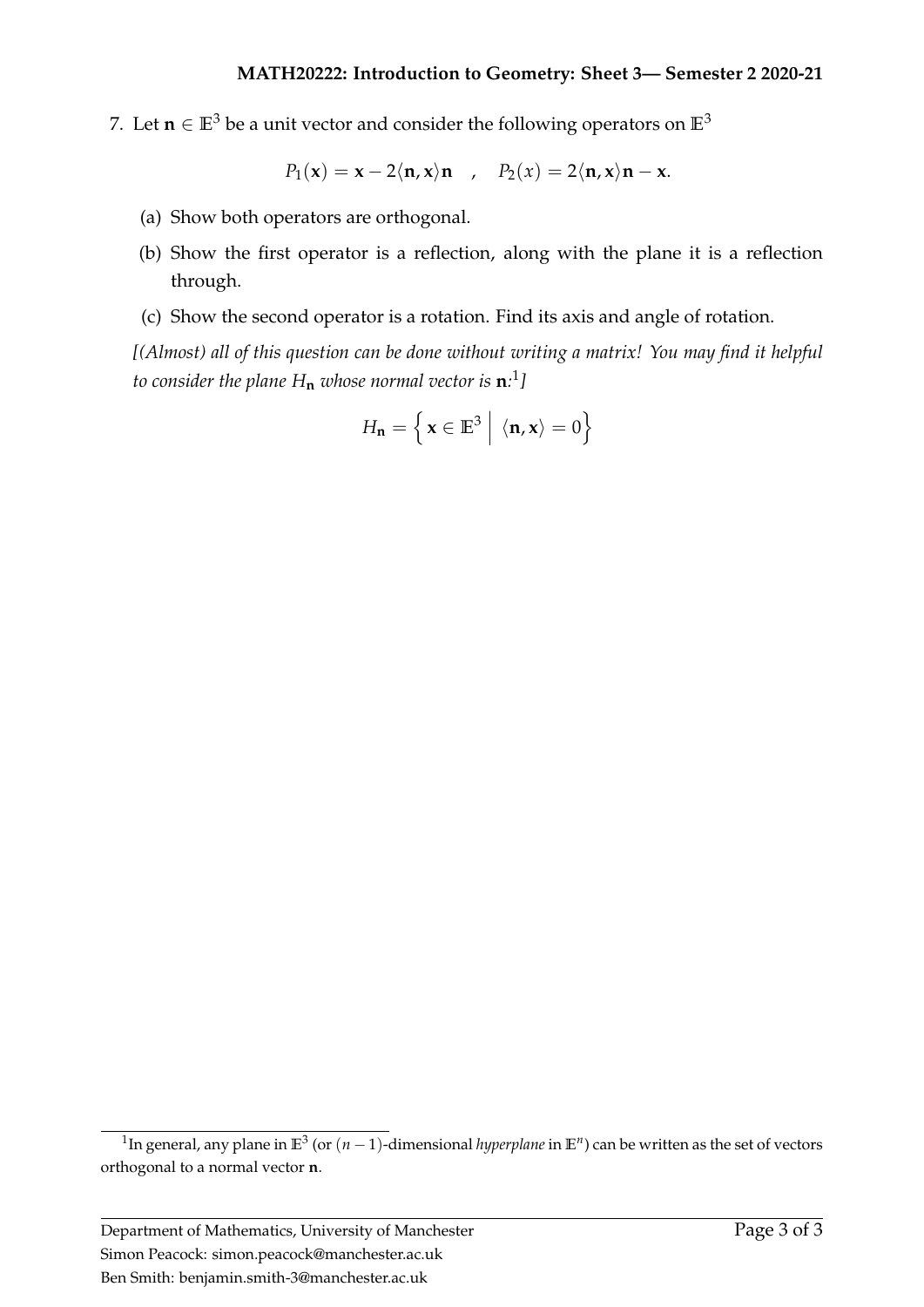7. Let $\mathbf{n} \in \mathbb{E}^3$ be a unit vector and consider the following operators on $\mathbb{E}^3$

$$P_1(\mathbf{x}) = \mathbf{x} - 2\langle \mathbf{n}, \mathbf{x} \rangle \mathbf{n} \quad , \quad P_2(x) = 2\langle \mathbf{n}, \mathbf{x} \rangle \mathbf{n} - \mathbf{x}.$$

   (a) Show both operators are orthogonal.

   (b) Show the first operator is a reflection, along with the plane it is a reflection through.

   (c) Show the second operator is a rotation. Find its axis and angle of rotation.

   *[(Almost) all of this question can be done without writing a matrix! You may find it helpful to consider the plane $H_{\mathbf{n}}$ whose normal vector is $\mathbf{n}$:[1]]*

$$H_{\mathbf{n}} = \left\{ \mathbf{x} \in \mathbb{E}^3 \;\middle|\; \langle \mathbf{n}, \mathbf{x} \rangle = 0 \right\}$$

---

[1] In general, any plane in $\mathbb{E}^3$ (or $(n-1)$-dimensional *hyperplane* in $\mathbb{E}^n$) can be written as the set of vectors orthogonal to a normal vector $\mathbf{n}$.